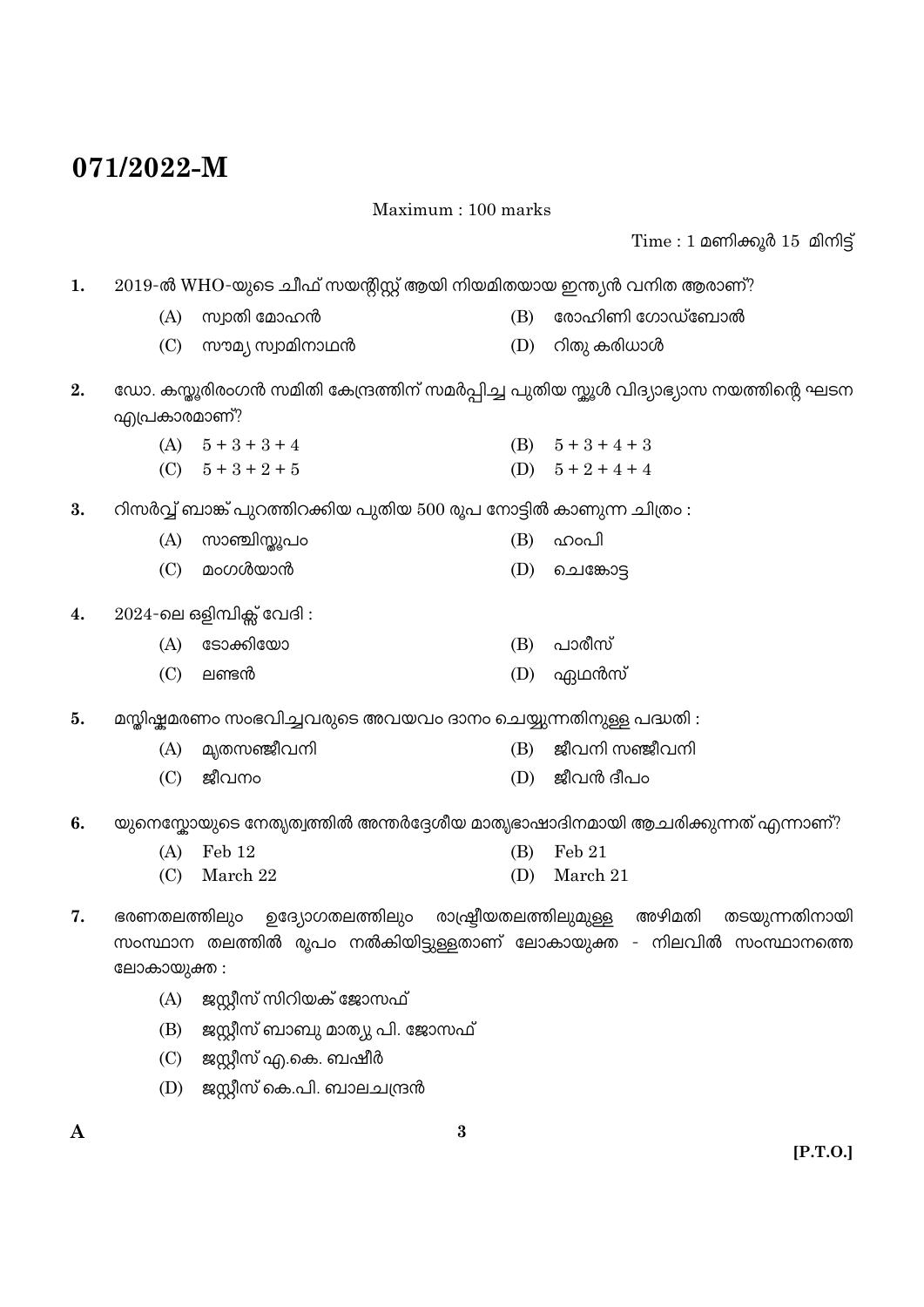# 071/2022-M

Maximum : 100 marks

Time : 1 മണിക്കൂർ 15 മിനിട്ട്

1. 2019-ൽ WHO-യുടെ ചീഫ് സയന്റിസ്റ്റ് ആയി നിയമിതയായ ഇന്ത്യൻ വനിത ആരാണ്?
   - (A) സ്വാതി മോഹൻ
   - (B) രോഹിണി ഗോഡ്ബോൽ
   - (C) സൗമ്യ സ്വാമിനാഥൻ
   - (D) റിതു കരിധാൾ

2. ഡോ. കസ്തൂരിരംഗൻ സമിതി കേന്ദ്രത്തിന് സമർപ്പിച്ച പുതിയ സ്കൂൾ വിദ്യാഭ്യാസ നയത്തിന്റെ ഘടന എപ്രകാരമാണ്?
   - (A) 5 + 3 + 3 + 4
   - (B) 5 + 3 + 4 + 3
   - (C) 5 + 3 + 2 + 5
   - (D) 5 + 2 + 4 + 4

3. റിസർവ്വ് ബാങ്ക് പുറത്തിറക്കിയ പുതിയ 500 രൂപ നോട്ടിൽ കാണുന്ന ചിത്രം :
   - (A) സാഞ്ചിസ്തൂപം
   - (B) ഹംപി
   - (C) മംഗൾയാൻ
   - (D) ചെങ്കോട്ട

4. 2024-ലെ ഒളിമ്പിക്സ് വേദി :
   - (A) ടോക്കിയോ
   - (B) പാരീസ്
   - (C) ലണ്ടൻ
   - (D) ഏഥൻസ്

5. മസ്തിഷ്കമരണം സംഭവിച്ചവരുടെ അവയവം ദാനം ചെയ്യുന്നതിനുള്ള പദ്ധതി :
   - (A) മൃതസഞ്ജീവനി
   - (B) ജീവനി സഞ്ജീവനി
   - (C) ജീവനം
   - (D) ജീവൻ ദീപം

6. യുനെസ്കോയുടെ നേതൃത്വത്തിൽ അന്തർദ്ദേശീയ മാതൃഭാഷാദിനമായി ആചരിക്കുന്നത് എന്നാണ്?
   - (A) Feb 12
   - (B) Feb 21
   - (C) March 22
   - (D) March 21

7. ഭരണതലത്തിലും ഉദ്യോഗതലത്തിലും രാഷ്ട്രീയതലത്തിലുമുള്ള അഴിമതി തടയുന്നതിനായി സംസ്ഥാന തലത്തിൽ രൂപം നൽകിയിട്ടുള്ളതാണ് ലോകായുക്ത - നിലവിൽ സംസ്ഥാനത്തെ ലോകായുക്ത :
   - (A) ജസ്റ്റീസ് സിറിയക് ജോസഫ്
   - (B) ജസ്റ്റീസ് ബാബു മാത്യു പി. ജോസഫ്
   - (C) ജസ്റ്റീസ് എ.കെ. ബഷീർ
   - (D) ജസ്റ്റീസ് കെ.പി. ബാലചന്ദ്രൻ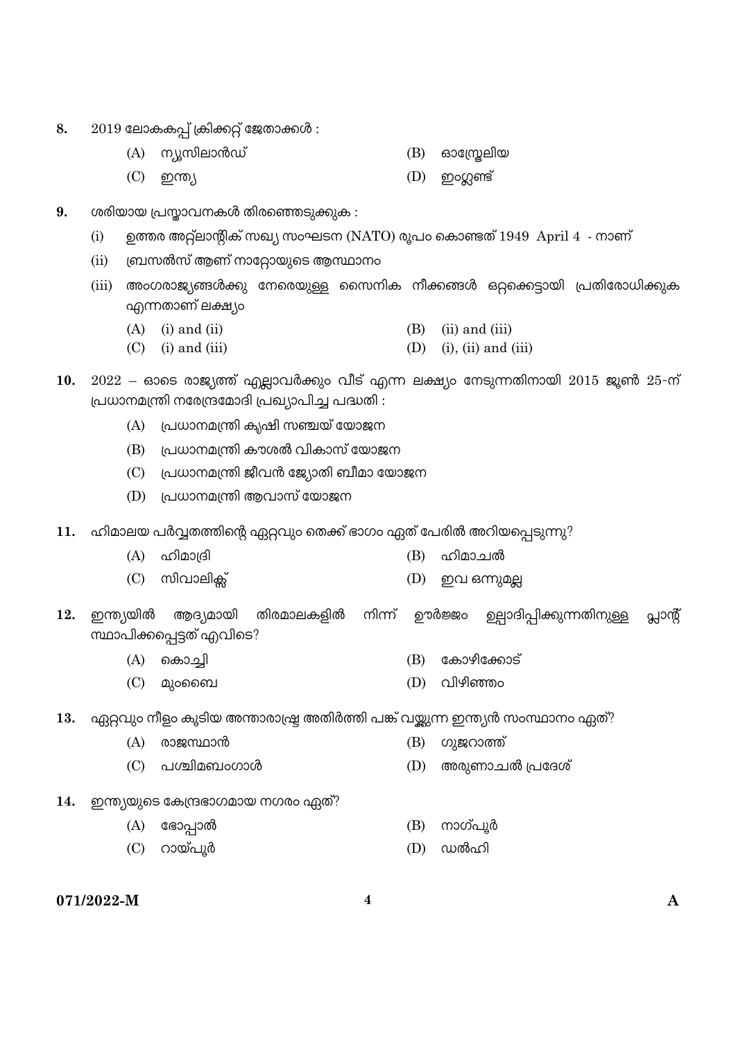8. 2019 ലോകകപ്പ് ക്രിക്കറ്റ് ജേതാക്കൾ :

   (A) ന്യൂസിലാൻഡ് (B) ഓസ്ട്രേലിയ

   (C) ഇന്ത്യ (D) ഇംഗ്ലണ്ട്

9. ശരിയായ പ്രസ്താവനകൾ തിരഞ്ഞെടുക്കുക :

   (i) ഉത്തര അറ്റ്ലാന്റിക് സഖ്യ സംഘടന (NATO) രൂപം കൊണ്ടത് 1949 April 4 - നാണ്

   (ii) ബ്രസൽസ് ആണ് നാറ്റോയുടെ ആസ്ഥാനം

   (iii) അംഗരാജ്യങ്ങൾക്കു നേരെയുള്ള സൈനിക നീക്കങ്ങൾ ഒറ്റക്കെട്ടായി പ്രതിരോധിക്കുക എന്നതാണ് ലക്ഷ്യം

   (A) (i) and (ii) (B) (ii) and (iii)

   (C) (i) and (iii) (D) (i), (ii) and (iii)

10. 2022 – ഓടെ രാജ്യത്ത് എല്ലാവർക്കും വീട് എന്ന ലക്ഷ്യം നേടുന്നതിനായി 2015 ജൂൺ 25-ന് പ്രധാനമന്ത്രി നരേന്ദ്രമോദി പ്രഖ്യാപിച്ച പദ്ധതി :

    (A) പ്രധാനമന്ത്രി കൃഷി സഞ്ചയ് യോജന

    (B) പ്രധാനമന്ത്രി കൗശൽ വികാസ് യോജന

    (C) പ്രധാനമന്ത്രി ജീവൻ ജ്യോതി ബീമാ യോജന

    (D) പ്രധാനമന്ത്രി ആവാസ് യോജന

11. ഹിമാലയ പർവ്വതത്തിന്റെ ഏറ്റവും തെക്ക് ഭാഗം ഏത് പേരിൽ അറിയപ്പെടുന്നു?

    (A) ഹിമാദ്രി (B) ഹിമാചൽ

    (C) സിവാലിക്സ് (D) ഇവ ഒന്നുമല്ല

12. ഇന്ത്യയിൽ ആദ്യമായി തിരമാലകളിൽ നിന്ന് ഊർജ്ജം ഉല്പാദിപ്പിക്കുന്നതിനുള്ള പ്ലാന്റ് സ്ഥാപിക്കപ്പെട്ടത് എവിടെ?

    (A) കൊച്ചി (B) കോഴിക്കോട്

    (C) മുംബൈ (D) വിഴിഞ്ഞം

13. ഏറ്റവും നീളം കൂടിയ അന്താരാഷ്ട്ര അതിർത്തി പങ്ക് വയ്ക്കുന്ന ഇന്ത്യൻ സംസ്ഥാനം ഏത്?

    (A) രാജസ്ഥാൻ (B) ഗുജറാത്ത്

    (C) പശ്ചിമബംഗാൾ (D) അരുണാചൽ പ്രദേശ്

14. ഇന്ത്യയുടെ കേന്ദ്രഭാഗമായ നഗരം ഏത്?

    (A) ഭോപ്പാൽ (B) നാഗ്പൂർ

    (C) റായ്പൂർ (D) ഡൽഹി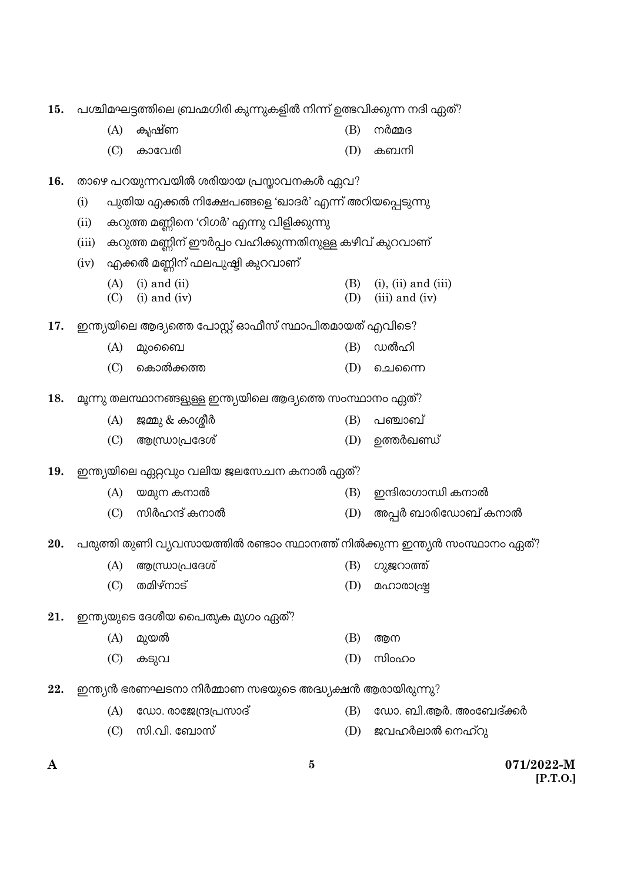15. പശ്ചിമഘട്ടത്തിലെ ബ്രഹ്മഗിരി കുന്നുകളിൽ നിന്ന് ഉത്ഭവിക്കുന്ന നദി ഏത്?

(A) കൃഷ്ണ
(B) നർമ്മദ
(C) കാവേരി
(D) കബനി

16. താഴെ പറയുന്നവയിൽ ശരിയായ പ്രസ്താവനകൾ ഏവ?

(i) പുതിയ എക്കൽ നിക്ഷേപങ്ങളെ 'ഖാദർ' എന്ന് അറിയപ്പെടുന്നു
(ii) കറുത്ത മണ്ണിനെ 'റിഗർ' എന്നു വിളിക്കുന്നു
(iii) കറുത്ത മണ്ണിന് ഈർപ്പം വഹിക്കുന്നതിനുള്ള കഴിവ് കുറവാണ്
(iv) എക്കൽ മണ്ണിന് ഫലപുഷ്ടി കുറവാണ്

(A) (i) and (ii)
(B) (i), (ii) and (iii)
(C) (i) and (iv)
(D) (iii) and (iv)

17. ഇന്ത്യയിലെ ആദ്യത്തെ പോസ്റ്റ് ഓഫീസ് സ്ഥാപിതമായത് എവിടെ?

(A) മുംബൈ
(B) ഡൽഹി
(C) കൊൽക്കത്ത
(D) ചെന്നൈ

18. മൂന്നു തലസ്ഥാനങ്ങളുള്ള ഇന്ത്യയിലെ ആദ്യത്തെ സംസ്ഥാനം ഏത്?

(A) ജമ്മു & കാശ്മീർ
(B) പഞ്ചാബ്
(C) ആന്ധ്രാപ്രദേശ്
(D) ഉത്തർഖണ്ഡ്

19. ഇന്ത്യയിലെ ഏറ്റവും വലിയ ജലസേചന കനാൽ ഏത്?

(A) യമുന കനാൽ
(B) ഇന്ദിരാഗാന്ധി കനാൽ
(C) സിർഹന്ദ് കനാൽ
(D) അപ്പർ ബാരിഡോബ് കനാൽ

20. പരുത്തി തുണി വ്യവസായത്തിൽ രണ്ടാം സ്ഥാനത്ത് നിൽക്കുന്ന ഇന്ത്യൻ സംസ്ഥാനം ഏത്?

(A) ആന്ധ്രാപ്രദേശ്
(B) ഗുജറാത്ത്
(C) തമിഴ്നാട്
(D) മഹാരാഷ്ട്ര

21. ഇന്ത്യയുടെ ദേശീയ പൈതൃക മൃഗം ഏത്?

(A) മുയൽ
(B) ആന
(C) കടുവ
(D) സിംഹം

22. ഇന്ത്യൻ ഭരണഘടനാ നിർമ്മാണ സഭയുടെ അദ്ധ്യക്ഷൻ ആരായിരുന്നു?

(A) ഡോ. രാജേന്ദ്രപ്രസാദ്
(B) ഡോ. ബി.ആർ. അംബേദ്ക്കർ
(C) സി.വി. ബോസ്
(D) ജവഹർലാൽ നെഹ്റു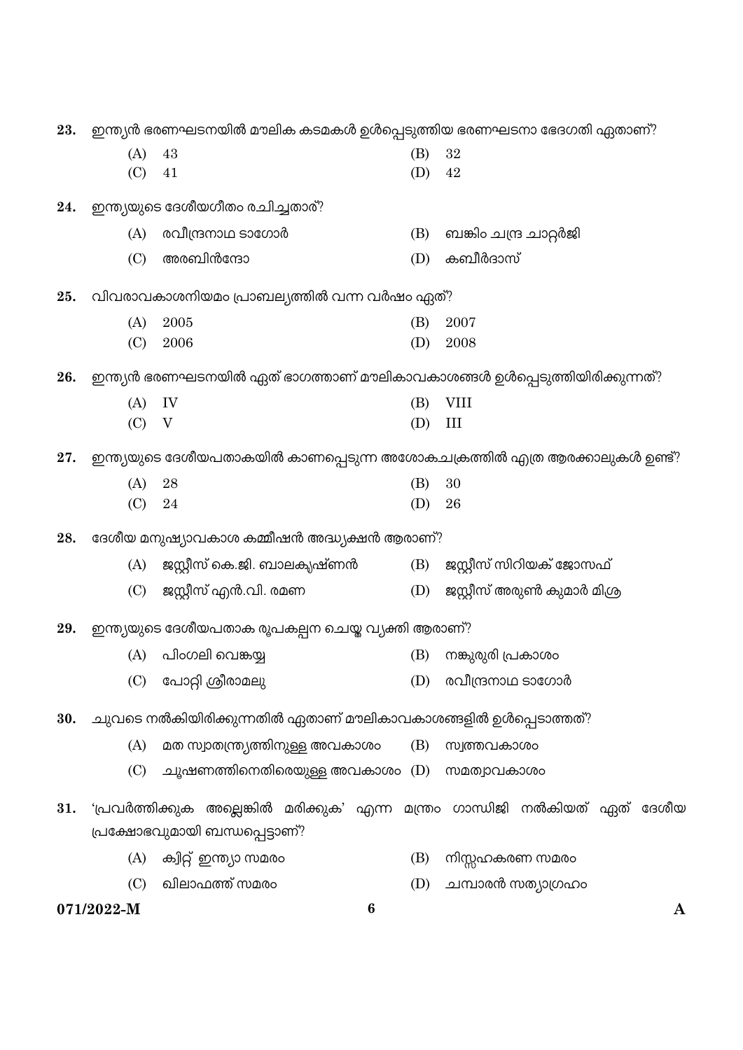23. ഇന്ത്യൻ ഭരണഘടനയിൽ മൗലിക കടമകൾ ഉൾപ്പെടുത്തിയ ഭരണഘടനാ ഭേദഗതി ഏതാണ്?

(A) 43 (B) 32
(C) 41 (D) 42

24. ഇന്ത്യയുടെ ദേശീയഗീതം രചിച്ചതാര്?

(A) രവീന്ദ്രനാഥ ടാഗോർ (B) ബങ്കിം ചന്ദ്ര ചാറ്റർജി
(C) അരബിൻന്ദോ (D) കബീർദാസ്

25. വിവരാവകാശനിയമം പ്രാബല്യത്തിൽ വന്ന വർഷം ഏത്?

(A) 2005 (B) 2007
(C) 2006 (D) 2008

26. ഇന്ത്യൻ ഭരണഘടനയിൽ ഏത് ഭാഗത്താണ് മൗലികാവകാശങ്ങൾ ഉൾപ്പെടുത്തിയിരിക്കുന്നത്?

(A) IV (B) VIII
(C) V (D) III

27. ഇന്ത്യയുടെ ദേശീയപതാകയിൽ കാണപ്പെടുന്ന അശോകചക്രത്തിൽ എത്ര ആരക്കാലുകൾ ഉണ്ട്?

(A) 28 (B) 30
(C) 24 (D) 26

28. ദേശീയ മനുഷ്യാവകാശ കമ്മീഷൻ അദ്ധ്യക്ഷൻ ആരാണ്?

(A) ജസ്റ്റീസ് കെ.ജി. ബാലകൃഷ്ണൻ (B) ജസ്റ്റീസ് സിറിയക് ജോസഫ്
(C) ജസ്റ്റീസ് എൻ.വി. രമണ (D) ജസ്റ്റീസ് അരുൺ കുമാർ മിശ്ര

29. ഇന്ത്യയുടെ ദേശീയപതാക രൂപകല്പന ചെയ്ത വ്യക്തി ആരാണ്?

(A) പിംഗലി വെങ്കയ്യ (B) നങ്കുരുരി പ്രകാശം
(C) പോറ്റി ശ്രീരാമലു (D) രവീന്ദ്രനാഥ ടാഗോർ

30. ചുവടെ നൽകിയിരിക്കുന്നതിൽ ഏതാണ് മൗലികാവകാശങ്ങളിൽ ഉൾപ്പെടാത്തത്?

(A) മത സ്വാതന്ത്ര്യത്തിനുള്ള അവകാശം (B) സ്വത്തവകാശം
(C) ചൂഷണത്തിനെതിരെയുള്ള അവകാശം (D) സമത്വാവകാശം

31. 'പ്രവർത്തിക്കുക അല്ലെങ്കിൽ മരിക്കുക' എന്ന മന്ത്രം ഗാന്ധിജി നൽകിയത് ഏത് ദേശീയ പ്രക്ഷോഭവുമായി ബന്ധപ്പെട്ടാണ്?

(A) ക്വിറ്റ് ഇന്ത്യാ സമരം (B) നിസ്സഹകരണ സമരം
(C) ഖിലാഫത്ത് സമരം (D) ചമ്പാരൻ സത്യാഗ്രഹം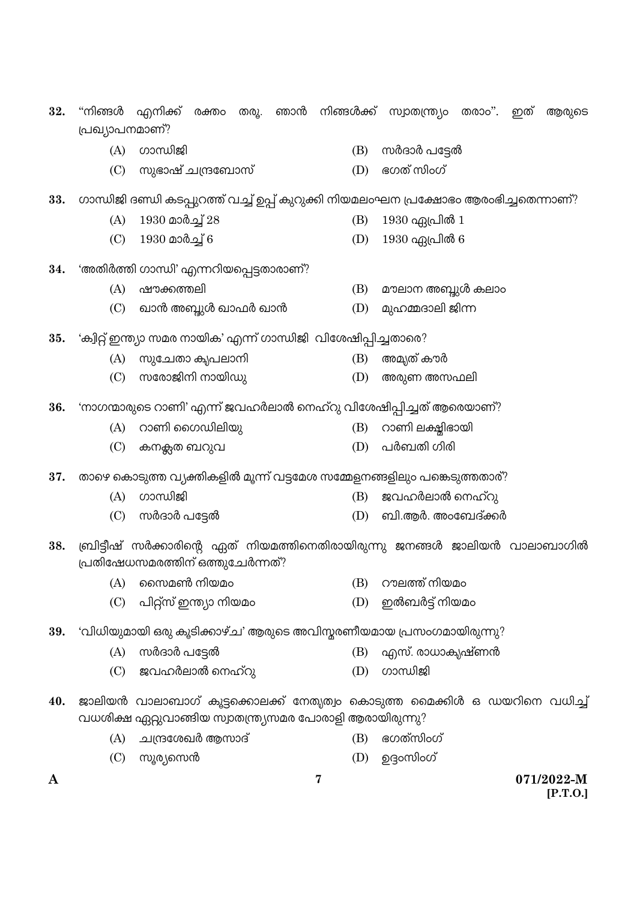32. "നിങ്ങൾ എനിക്ക് രക്തം തരൂ. ഞാൻ നിങ്ങൾക്ക് സ്വാതന്ത്ര്യം തരാം". ഇത് ആരുടെ പ്രഖ്യാപനമാണ്?

(A) ഗാന്ധിജി
(B) സർദാർ പട്ടേൽ
(C) സുഭാഷ് ചന്ദ്രബോസ്
(D) ഭഗത് സിംഗ്

33. ഗാന്ധിജി ദണ്ഡി കടപ്പുറത്ത് വച്ച് ഉപ്പ് കുറുക്കി നിയമലംഘന പ്രക്ഷോഭം ആരംഭിച്ചതെന്നാണ്?

(A) 1930 മാർച്ച് 28
(B) 1930 ഏപ്രിൽ 1
(C) 1930 മാർച്ച് 6
(D) 1930 ഏപ്രിൽ 6

34. 'അതിർത്തി ഗാന്ധി' എന്നറിയപ്പെട്ടതാരാണ്?

(A) ഷൗക്കത്തലി
(B) മൗലാന അബ്ദുൾ കലാം
(C) ഖാൻ അബ്ദുൾ ഖാഫർ ഖാൻ
(D) മുഹമ്മദാലി ജിന്ന

35. 'ക്വിറ്റ് ഇന്ത്യാ സമര നായിക' എന്ന് ഗാന്ധിജി വിശേഷിപ്പിച്ചതാരെ?

(A) സുചേതാ കൃപലാനി
(B) അമൃത് കൗർ
(C) സരോജിനി നായിഡു
(D) അരുണ അസഫലി

36. 'നാഗന്മാരുടെ റാണി' എന്ന് ജവഹർലാൽ നെഹ്റു വിശേഷിപ്പിച്ചത് ആരെയാണ്?

(A) റാണി ഗൈഡിലിയു
(B) റാണി ലക്ഷ്മിഭായി
(C) കനക്ലത ബറുവ
(D) പർബതി ഗിരി

37. താഴെ കൊടുത്ത വ്യക്തികളിൽ മൂന്ന് വട്ടമേശ സമ്മേളനങ്ങളിലും പങ്കെടുത്തതാര്?

(A) ഗാന്ധിജി
(B) ജവഹർലാൽ നെഹ്റു
(C) സർദാർ പട്ടേൽ
(D) ബി.ആർ. അംബേദ്ക്കർ

38. ബ്രിട്ടീഷ് സർക്കാരിന്റെ ഏത് നിയമത്തിനെതിരായിരുന്നു ജനങ്ങൾ ജാലിയൻ വാലാബാഗിൽ പ്രതിഷേധസമരത്തിന് ഒത്തുചേർന്നത്?

(A) സൈമൺ നിയമം
(B) റൗലത്ത് നിയമം
(C) പിറ്റ്സ് ഇന്ത്യാ നിയമം
(D) ഇൽബർട്ട് നിയമം

39. 'വിധിയുമായി ഒരു കൂടിക്കാഴ്ച' ആരുടെ അവിസ്മരണീയമായ പ്രസംഗമായിരുന്നു?

(A) സർദാർ പട്ടേൽ
(B) എസ്. രാധാകൃഷ്ണൻ
(C) ജവഹർലാൽ നെഹ്റു
(D) ഗാന്ധിജി

40. ജാലിയൻ വാലാബാഗ് കൂട്ടക്കൊലക്ക് നേതൃത്വം കൊടുത്ത മൈക്കിൾ ഒ ഡയറിനെ വധിച്ച് വധശിക്ഷ ഏറ്റുവാങ്ങിയ സ്വാതന്ത്ര്യസമര പോരാളി ആരായിരുന്നു?

(A) ചന്ദ്രശേഖർ ആസാദ്
(B) ഭഗത്സിംഗ്
(C) സൂര്യസെൻ
(D) ഉദ്ദംസിംഗ്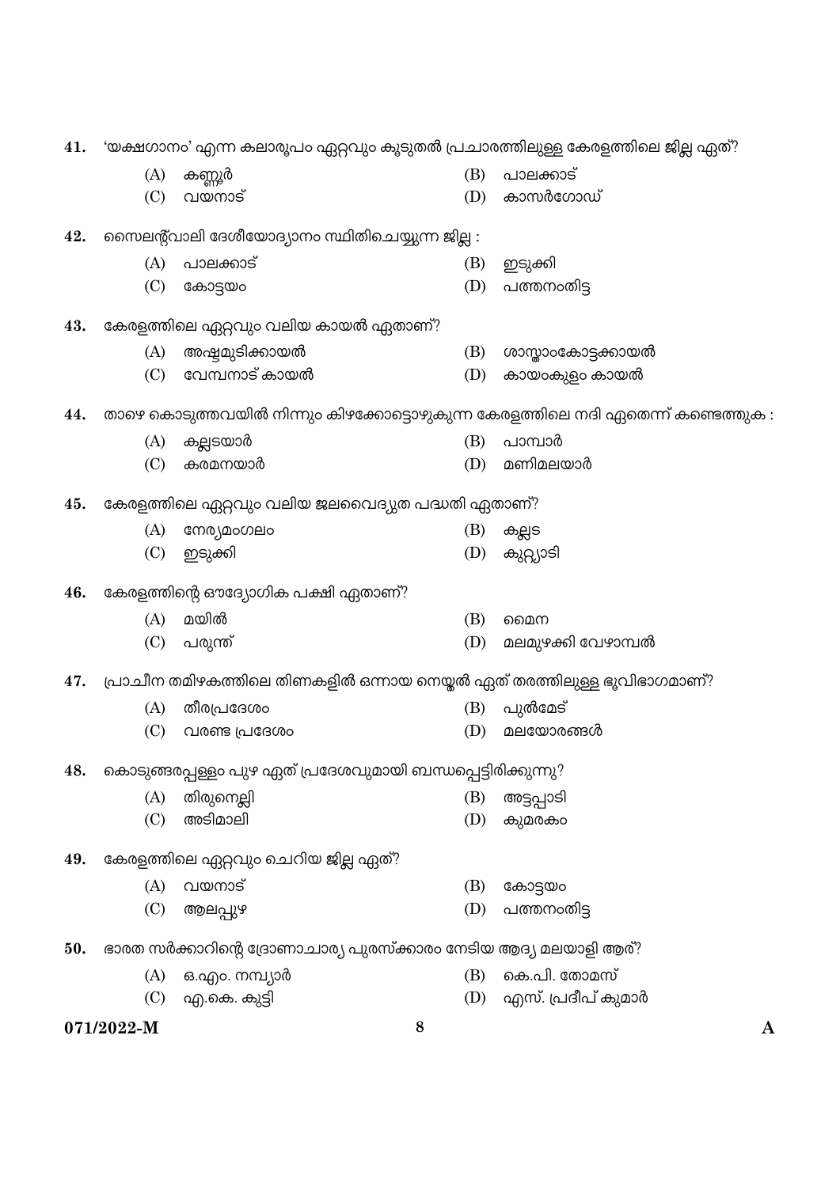41. 'യക്ഷഗാനം' എന്ന കലാരൂപം ഏറ്റവും കൂടുതൽ പ്രചാരത്തിലുള്ള കേരളത്തിലെ ജില്ല ഏത്?

(A) കണ്ണൂർ (B) പാലക്കാട്
(C) വയനാട് (D) കാസർഗോഡ്

42. സൈലന്റ്‌വാലി ദേശീയോദ്യാനം സ്ഥിതിചെയ്യുന്ന ജില്ല :

(A) പാലക്കാട് (B) ഇടുക്കി
(C) കോട്ടയം (D) പത്തനംതിട്ട

43. കേരളത്തിലെ ഏറ്റവും വലിയ കായൽ ഏതാണ്?

(A) അഷ്ടമുടിക്കായൽ (B) ശാസ്താംകോട്ടക്കായൽ
(C) വേമ്പനാട് കായൽ (D) കായംകുളം കായൽ

44. താഴെ കൊടുത്തവയിൽ നിന്നും കിഴക്കോട്ടൊഴുകുന്ന കേരളത്തിലെ നദി ഏതെന്ന് കണ്ടെത്തുക :

(A) കല്ലടയാർ (B) പാമ്പാർ
(C) കരമനയാർ (D) മണിമലയാർ

45. കേരളത്തിലെ ഏറ്റവും വലിയ ജലവൈദ്യുത പദ്ധതി ഏതാണ്?

(A) നേര്യമംഗലം (B) കല്ലട
(C) ഇടുക്കി (D) കുറ്റ്യാടി

46. കേരളത്തിന്റെ ഔദ്യോഗിക പക്ഷി ഏതാണ്?

(A) മയിൽ (B) മൈന
(C) പരുന്ത് (D) മലമുഴക്കി വേഴാമ്പൽ

47. പ്രാചീന തമിഴകത്തിലെ തിണകളിൽ ഒന്നായ നെയ്തൽ ഏത് തരത്തിലുള്ള ഭൂവിഭാഗമാണ്?

(A) തീരപ്രദേശം (B) പുൽമേട്
(C) വരണ്ട പ്രദേശം (D) മലയോരങ്ങൾ

48. കൊടുങ്ങരപ്പള്ളം പുഴ ഏത് പ്രദേശവുമായി ബന്ധപ്പെട്ടിരിക്കുന്നു?

(A) തിരുനെല്ലി (B) അട്ടപ്പാടി
(C) അടിമാലി (D) കുമരകം

49. കേരളത്തിലെ ഏറ്റവും ചെറിയ ജില്ല ഏത്?

(A) വയനാട് (B) കോട്ടയം
(C) ആലപ്പുഴ (D) പത്തനംതിട്ട

50. ഭാരത സർക്കാറിന്റെ ദ്രോണാചാര്യ പുരസ്കാരം നേടിയ ആദ്യ മലയാളി ആര്?

(A) ഒ.എം. നമ്പ്യാർ (B) കെ.പി. തോമസ്
(C) എ.കെ. കുട്ടി (D) എസ്. പ്രദീപ് കുമാർ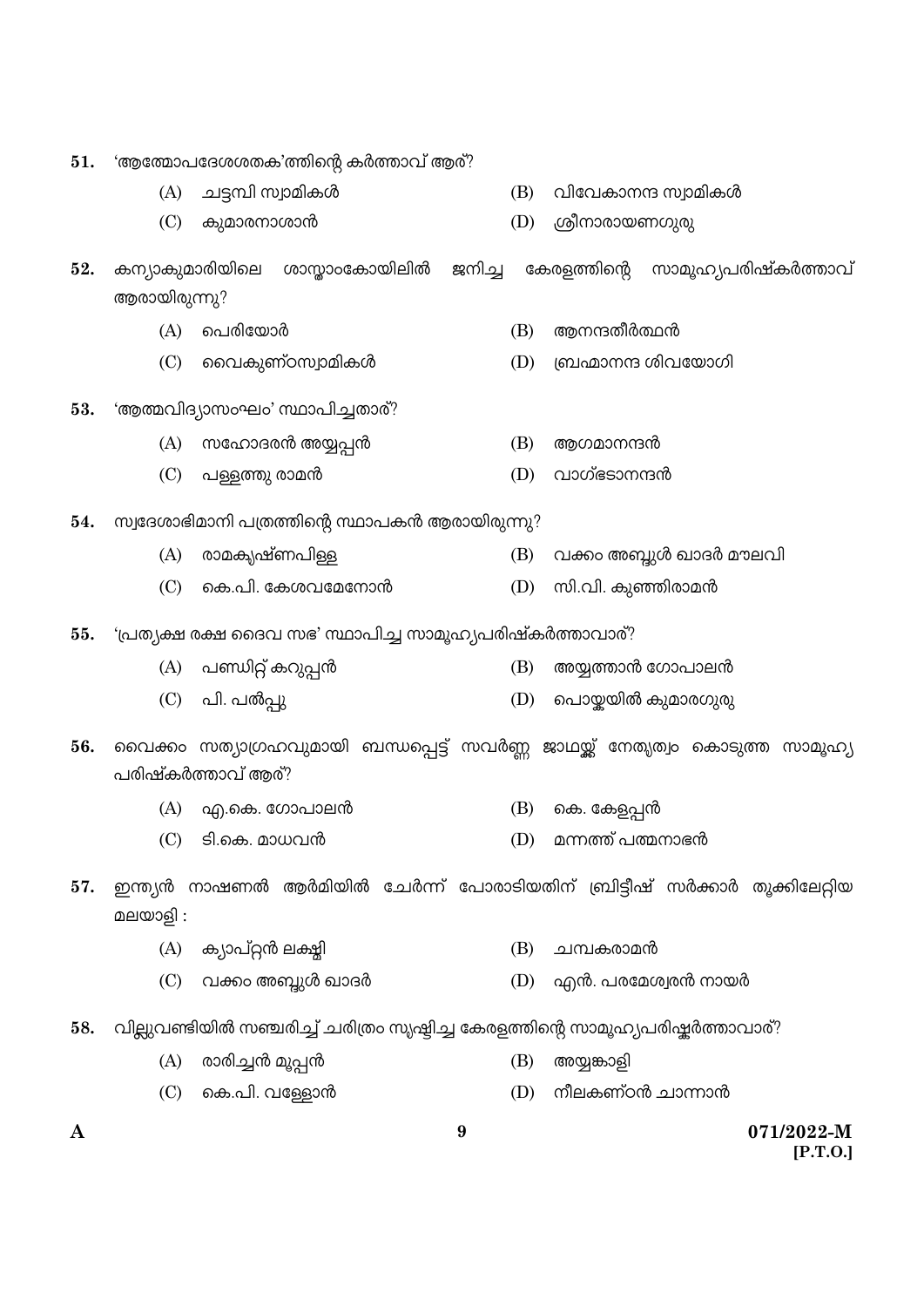51. 'ആത്മോപദേശശതക'ത്തിന്റെ കർത്താവ് ആര്?

(A) ചട്ടമ്പി സ്വാമികൾ
(B) വിവേകാനന്ദ സ്വാമികൾ
(C) കുമാരനാശാൻ
(D) ശ്രീനാരായണഗുരു

52. കന്യാകുമാരിയിലെ ശാസ്താംകോയിലിൽ ജനിച്ച കേരളത്തിന്റെ സാമൂഹ്യപരിഷ്കർത്താവ് ആരായിരുന്നു?

(A) പെരിയോർ
(B) ആനന്ദതീർത്ഥൻ
(C) വൈകുണ്ഠസ്വാമികൾ
(D) ബ്രഹ്മാനന്ദ ശിവയോഗി

53. 'ആത്മവിദ്യാസംഘം' സ്ഥാപിച്ചതാര്?

(A) സഹോദരൻ അയ്യപ്പൻ
(B) ആഗമാനന്ദൻ
(C) പള്ളത്തു രാമൻ
(D) വാഗ്ഭടാനന്ദൻ

54. സ്വദേശാഭിമാനി പത്രത്തിന്റെ സ്ഥാപകൻ ആരായിരുന്നു?

(A) രാമകൃഷ്ണപിള്ള
(B) വക്കം അബ്ദുൾ ഖാദർ മൗലവി
(C) കെ.പി. കേശവമേനോൻ
(D) സി.വി. കുഞ്ഞിരാമൻ

55. 'പ്രത്യക്ഷ രക്ഷ ദൈവ സഭ' സ്ഥാപിച്ച സാമൂഹ്യപരിഷ്കർത്താവാര്?

(A) പണ്ഡിറ്റ് കറുപ്പൻ
(B) അയ്യത്താൻ ഗോപാലൻ
(C) പി. പൽപ്പു
(D) പൊയ്കയിൽ കുമാരഗുരു

56. വൈക്കം സത്യാഗ്രഹവുമായി ബന്ധപ്പെട്ട് സവർണ്ണ ജാഥയ്ക്ക് നേതൃത്വം കൊടുത്ത സാമൂഹ്യ പരിഷ്കർത്താവ് ആര്?

(A) എ.കെ. ഗോപാലൻ
(B) കെ. കേളപ്പൻ
(C) ടി.കെ. മാധവൻ
(D) മന്നത്ത് പത്മനാഭൻ

57. ഇന്ത്യൻ നാഷണൽ ആർമിയിൽ ചേർന്ന് പോരാടിയതിന് ബ്രിട്ടീഷ് സർക്കാർ തൂക്കിലേറ്റിയ മലയാളി :

(A) ക്യാപ്റ്റൻ ലക്ഷ്മി
(B) ചമ്പകരാമൻ
(C) വക്കം അബ്ദുൾ ഖാദർ
(D) എൻ. പരമേശ്വരൻ നായർ

58. വില്ലുവണ്ടിയിൽ സഞ്ചരിച്ച് ചരിത്രം സൃഷ്ടിച്ച കേരളത്തിന്റെ സാമൂഹ്യപരിഷ്കർത്താവാര്?

(A) രാരിച്ചൻ മൂപ്പൻ
(B) അയ്യങ്കാളി
(C) കെ.പി. വള്ളോൻ
(D) നീലകണ്ഠൻ ചാന്നാൻ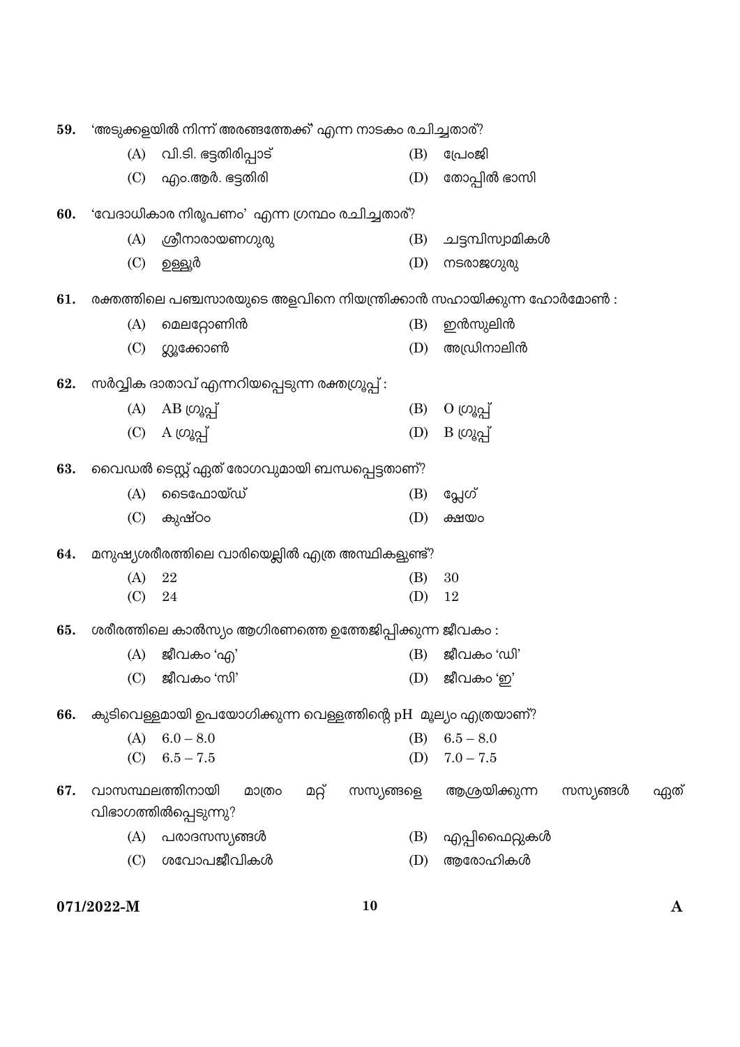59. 'അടുക്കളയിൽ നിന്ന് അരങ്ങത്തേക്ക്' എന്ന നാടകം രചിച്ചതാര്?

(A) വി.ടി. ഭട്ടതിരിപ്പാട്
(B) പ്രേംജി
(C) എം.ആർ. ഭട്ടതിരി
(D) തോപ്പിൽ ഭാസി

60. 'വേദാധികാര നിരൂപണം' എന്ന ഗ്രന്ഥം രചിച്ചതാര്?

(A) ശ്രീനാരായണഗുരു
(B) ചട്ടമ്പിസ്വാമികൾ
(C) ഉള്ളൂർ
(D) നടരാജഗുരു

61. രക്തത്തിലെ പഞ്ചസാരയുടെ അളവിനെ നിയന്ത്രിക്കാൻ സഹായിക്കുന്ന ഹോർമോൺ :

(A) മെലറ്റോണിൻ
(B) ഇൻസുലിൻ
(C) ഗ്ലൂക്കോൺ
(D) അഡ്രിനാലിൻ

62. സർവ്വിക ദാതാവ് എന്നറിയപ്പെടുന്ന രക്തഗ്രൂപ്പ് :

(A) AB ഗ്രൂപ്പ്
(B) O ഗ്രൂപ്പ്
(C) A ഗ്രൂപ്പ്
(D) B ഗ്രൂപ്പ്

63. വൈഡൽ ടെസ്റ്റ് ഏത് രോഗവുമായി ബന്ധപ്പെട്ടതാണ്?

(A) ടൈഫോയ്ഡ്
(B) പ്ലേഗ്
(C) കുഷ്ഠം
(D) ക്ഷയം

64. മനുഷ്യശരീരത്തിലെ വാരിയെല്ലിൽ എത്ര അസ്ഥികളുണ്ട്?

(A) 22
(B) 30
(C) 24
(D) 12

65. ശരീരത്തിലെ കാൽസ്യം ആഗിരണത്തെ ഉത്തേജിപ്പിക്കുന്ന ജീവകം :

(A) ജീവകം 'എ'
(B) ജീവകം 'ഡി'
(C) ജീവകം 'സി'
(D) ജീവകം 'ഇ'

66. കുടിവെള്ളമായി ഉപയോഗിക്കുന്ന വെള്ളത്തിന്റെ pH മൂല്യം എത്രയാണ്?

(A) 6.0 – 8.0
(B) 6.5 – 8.0
(C) 6.5 – 7.5
(D) 7.0 – 7.5

67. വാസസ്ഥലത്തിനായി മാത്രം മറ്റ് സസ്യങ്ങളെ ആശ്രയിക്കുന്ന സസ്യങ്ങൾ ഏത് വിഭാഗത്തിൽപ്പെടുന്നു?

(A) പരാദസസ്യങ്ങൾ
(B) എപ്പിഫൈറ്റുകൾ
(C) ശവോപജീവികൾ
(D) ആരോഹികൾ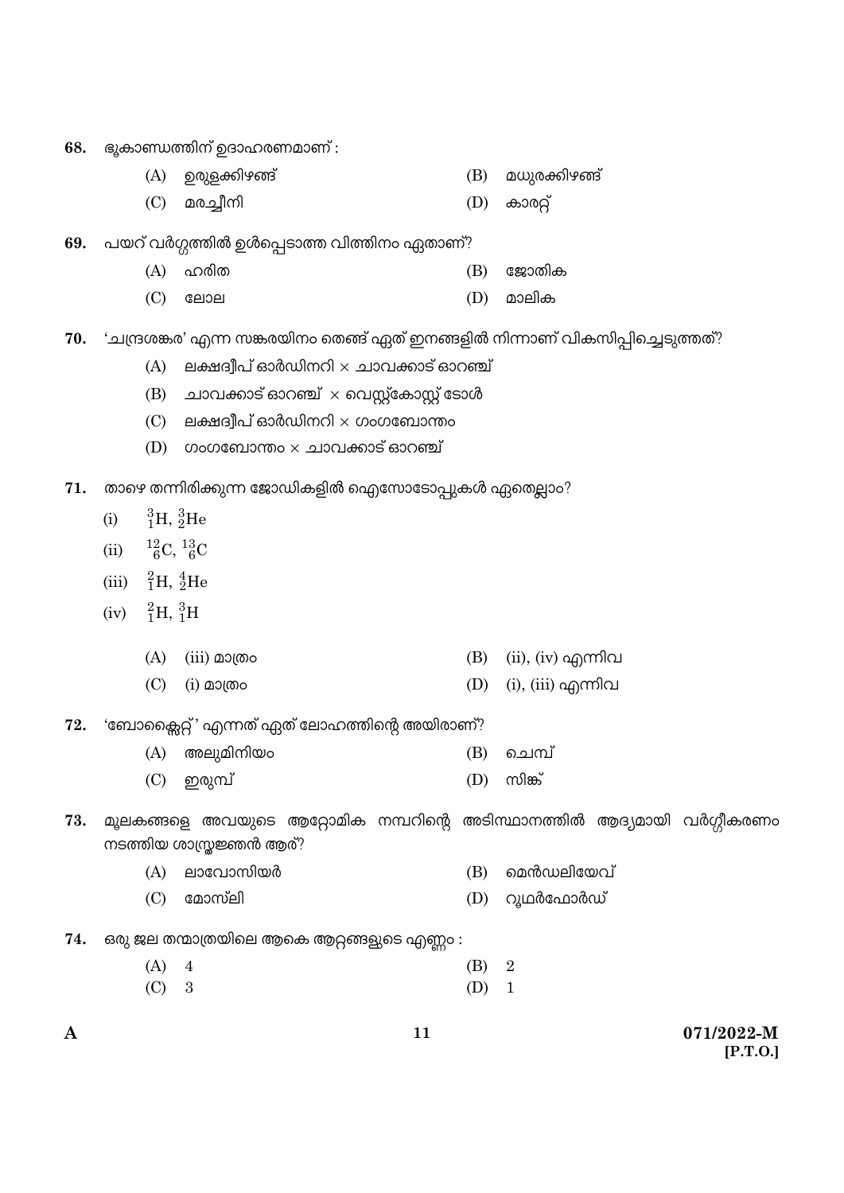68. ഭൂകാണ്ഡത്തിന് ഉദാഹരണമാണ് :

(A) ഉരുളക്കിഴങ്ങ്
(B) മധുരക്കിഴങ്ങ്
(C) മരച്ചീനി
(D) കാരറ്റ്

69. പയറ് വർഗ്ഗത്തിൽ ഉൾപ്പെടാത്ത വിത്തിനം ഏതാണ്?

(A) ഹരിത
(B) ജോതിക
(C) ലോല
(D) മാലിക

70. 'ചന്ദ്രശങ്കര' എന്ന സങ്കരയിനം തെങ്ങ് ഏത് ഇനങ്ങളിൽ നിന്നാണ് വികസിപ്പിച്ചെടുത്തത്?

(A) ലക്ഷദ്വീപ് ഓർഡിനറി × ചാവക്കാട് ഓറഞ്ച്
(B) ചാവക്കാട് ഓറഞ്ച് × വെസ്റ്റ്കോസ്റ്റ് ടോൾ
(C) ലക്ഷദ്വീപ് ഓർഡിനറി × ഗംഗബോന്തം
(D) ഗംഗബോന്തം × ചാവക്കാട് ഓറഞ്ച്

71. താഴെ തന്നിരിക്കുന്ന ജോഡികളിൽ ഐസോടോപ്പുകൾ ഏതെല്ലാം?

(i) ${}^{3}_{1}H$, ${}^{3}_{2}He$
(ii) ${}^{12}_{6}C$, ${}^{13}_{6}C$
(iii) ${}^{2}_{1}H$, ${}^{4}_{2}He$
(iv) ${}^{2}_{1}H$, ${}^{3}_{1}H$

(A) (iii) മാത്രം
(B) (ii), (iv) എന്നിവ
(C) (i) മാത്രം
(D) (i), (iii) എന്നിവ

72. 'ബോക്സൈറ്റ്' എന്നത് ഏത് ലോഹത്തിന്റെ അയിരാണ്?

(A) അലുമിനിയം
(B) ചെമ്പ്
(C) ഇരുമ്പ്
(D) സിങ്ക്

73. മൂലകങ്ങളെ അവയുടെ ആറ്റോമിക നമ്പറിന്റെ അടിസ്ഥാനത്തിൽ ആദ്യമായി വർഗ്ഗീകരണം നടത്തിയ ശാസ്ത്രജ്ഞൻ ആര്?

(A) ലാവോസിയർ
(B) മെൻഡലിയേവ്
(C) മോസ്‌ലി
(D) റൂഥർഫോർഡ്

74. ഒരു ജല തന്മാത്രയിലെ ആകെ ആറ്റങ്ങളുടെ എണ്ണം :

(A) 4
(B) 2
(C) 3
(D) 1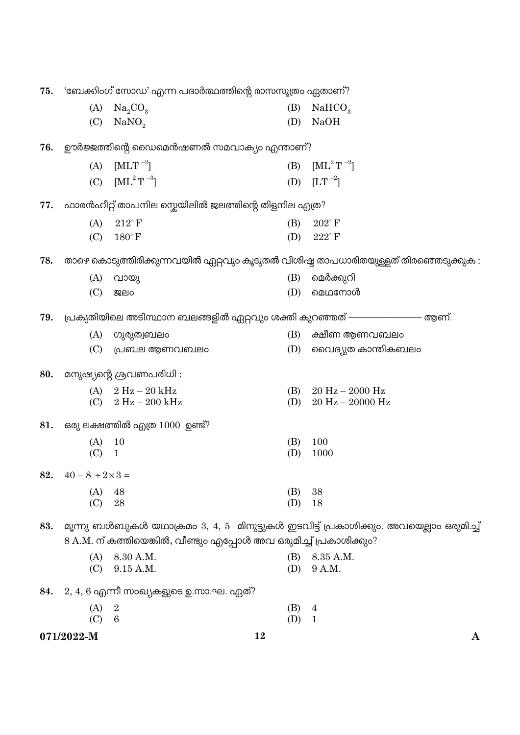75. 'ബേക്കിംഗ് സോഡ' എന്ന പദാർത്ഥത്തിന്റെ രാസസൂത്രം ഏതാണ്?

(A) $Na_2CO_3$
(B) $NaHCO_3$
(C) $NaNO_2$
(D) $NaOH$

76. ഊർജ്ജത്തിന്റെ ഡൈമെൻഷണൽ സമവാക്യം എന്താണ്?

(A) $[MLT^{-2}]$
(B) $[ML^2T^{-2}]$
(C) $[ML^2T^{-3}]$
(D) $[LT^{-2}]$

77. ഫാരൻഹീറ്റ് താപനില സ്കെയിലിൽ ജലത്തിന്റെ തിളനില എത്ര?

(A) $212^{\circ}F$
(B) $202^{\circ}F$
(C) $180^{\circ}F$
(D) $222^{\circ}F$

78. താഴെ കൊടുത്തിരിക്കുന്നവയിൽ ഏറ്റവും കൂടുതൽ വിശിഷ്ട താപധാരിതയുള്ളത് തിരഞ്ഞെടുക്കുക :

(A) വായു
(B) മെർക്കുറി
(C) ജലം
(D) മെഥനോൾ

79. പ്രകൃതിയിലെ അടിസ്ഥാന ബലങ്ങളിൽ ഏറ്റവും ശക്തി കുറഞ്ഞത് —————— ആണ്.

(A) ഗുരുത്വബലം
(B) ക്ഷീണ ആണവബലം
(C) പ്രബല ആണവബലം
(D) വൈദ്യുത കാന്തികബലം

80. മനുഷ്യന്റെ ശ്രവണപരിധി :

(A) 2 Hz – 20 kHz
(B) 20 Hz – 2000 Hz
(C) 2 Hz – 200 kHz
(D) 20 Hz – 20000 Hz

81. ഒരു ലക്ഷത്തിൽ എത്ര 1000 ഉണ്ട്?

(A) 10
(B) 100
(C) 1
(D) 1000

82. $40 - 8 \div 2 \times 3 =$

(A) 48
(B) 38
(C) 28
(D) 18

83. മൂന്നു ബൾബുകൾ യഥാക്രമം 3, 4, 5 മിനുട്ടുകൾ ഇടവിട്ട് പ്രകാശിക്കും. അവയെല്ലാം ഒരുമിച്ച് 8 A.M. ന് കത്തിയെങ്കിൽ, വീണ്ടും എപ്പോൾ അവ ഒരുമിച്ച് പ്രകാശിക്കും?

(A) 8.30 A.M.
(B) 8.35 A.M.
(C) 9.15 A.M.
(D) 9 A.M.

84. 2, 4, 6 എന്നീ സംഖ്യകളുടെ ഉ.സാ.ഘ. ഏത്?

(A) 2
(B) 4
(C) 6
(D) 1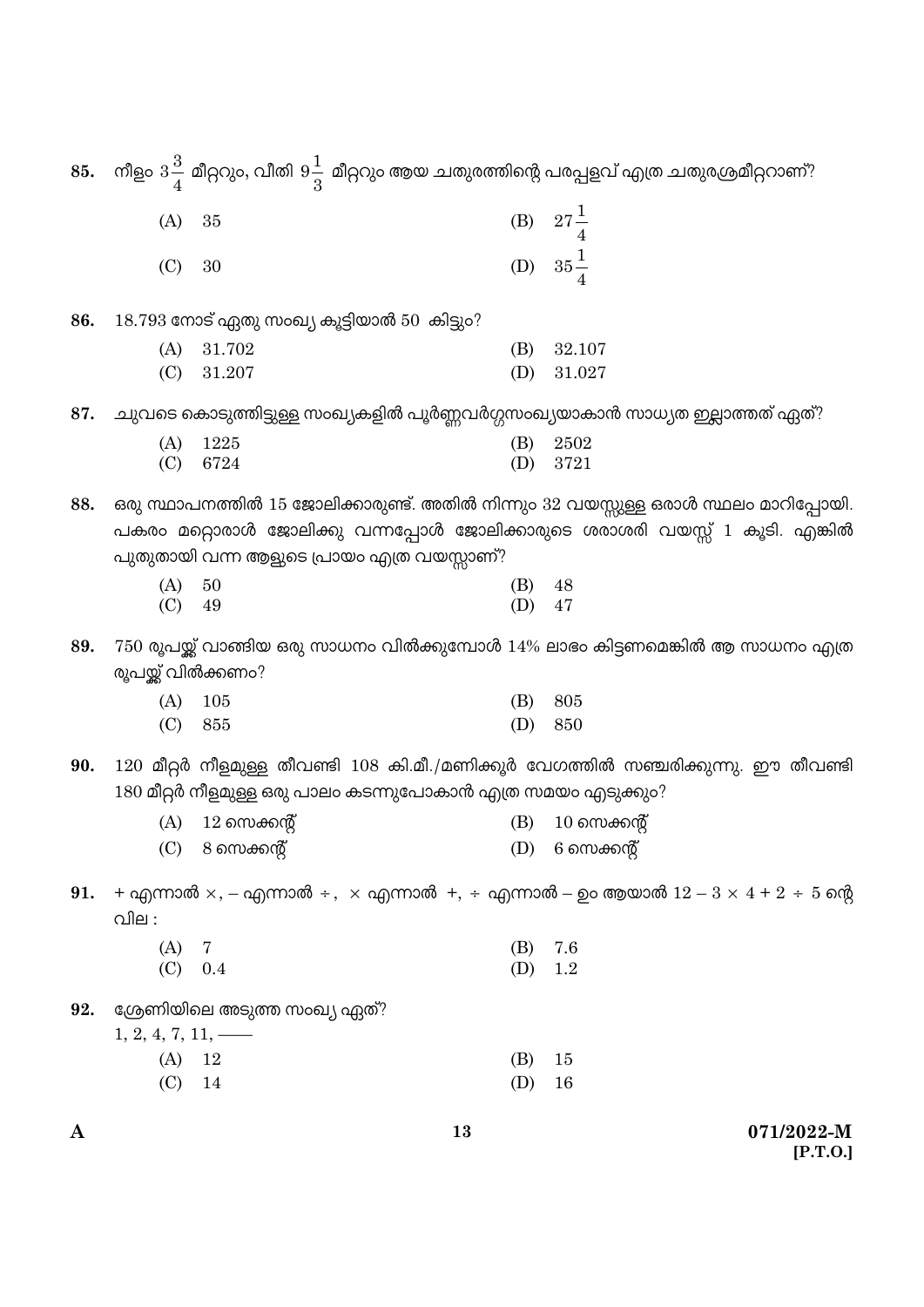85. നീളം $3\frac{3}{4}$ മീറ്ററും, വീതി $9\frac{1}{3}$ മീറ്ററും ആയ ചതുരത്തിന്റെ പരപ്പളവ് എത്ര ചതുരശ്രമീറ്ററാണ്?

(A) 35
(B) $27\frac{1}{4}$
(C) 30
(D) $35\frac{1}{4}$

86. 18.793 നോട് ഏതു സംഖ്യ കൂട്ടിയാൽ 50 കിട്ടും?

(A) 31.702
(B) 32.107
(C) 31.207
(D) 31.027

87. ചുവടെ കൊടുത്തിട്ടുള്ള സംഖ്യകളിൽ പൂർണ്ണവർഗ്ഗസംഖ്യയാകാൻ സാധ്യത ഇല്ലാത്തത് ഏത്?

(A) 1225
(B) 2502
(C) 6724
(D) 3721

88. ഒരു സ്ഥാപനത്തിൽ 15 ജോലിക്കാരുണ്ട്. അതിൽ നിന്നും 32 വയസ്സുള്ള ഒരാൾ സ്ഥലം മാറിപ്പോയി. പകരം മറ്റൊരാൾ ജോലിക്കു വന്നപ്പോൾ ജോലിക്കാരുടെ ശരാശരി വയസ്സ് 1 കൂടി. എങ്കിൽ പുതുതായി വന്ന ആളുടെ പ്രായം എത്ര വയസ്സാണ്?

(A) 50
(B) 48
(C) 49
(D) 47

89. 750 രൂപയ്ക്ക് വാങ്ങിയ ഒരു സാധനം വിൽക്കുമ്പോൾ 14% ലാഭം കിട്ടണമെങ്കിൽ ആ സാധനം എത്ര രൂപയ്ക്ക് വിൽക്കണം?

(A) 105
(B) 805
(C) 855
(D) 850

90. 120 മീറ്റർ നീളമുള്ള തീവണ്ടി 108 കി.മീ./മണിക്കൂർ വേഗത്തിൽ സഞ്ചരിക്കുന്നു. ഈ തീവണ്ടി 180 മീറ്റർ നീളമുള്ള ഒരു പാലം കടന്നുപോകാൻ എത്ര സമയം എടുക്കും?

(A) 12 സെക്കന്റ്
(B) 10 സെക്കന്റ്
(C) 8 സെക്കന്റ്
(D) 6 സെക്കന്റ്

91. + എന്നാൽ ×, − എന്നാൽ ÷, × എന്നാൽ +, ÷ എന്നാൽ − ഉം ആയാൽ $12 - 3 \times 4 + 2 \div 5$ ന്റെ വില :

(A) 7
(B) 7.6
(C) 0.4
(D) 1.2

92. ശ്രേണിയിലെ അടുത്ത സംഖ്യ ഏത്?
1, 2, 4, 7, 11, ——

(A) 12
(B) 15
(C) 14
(D) 16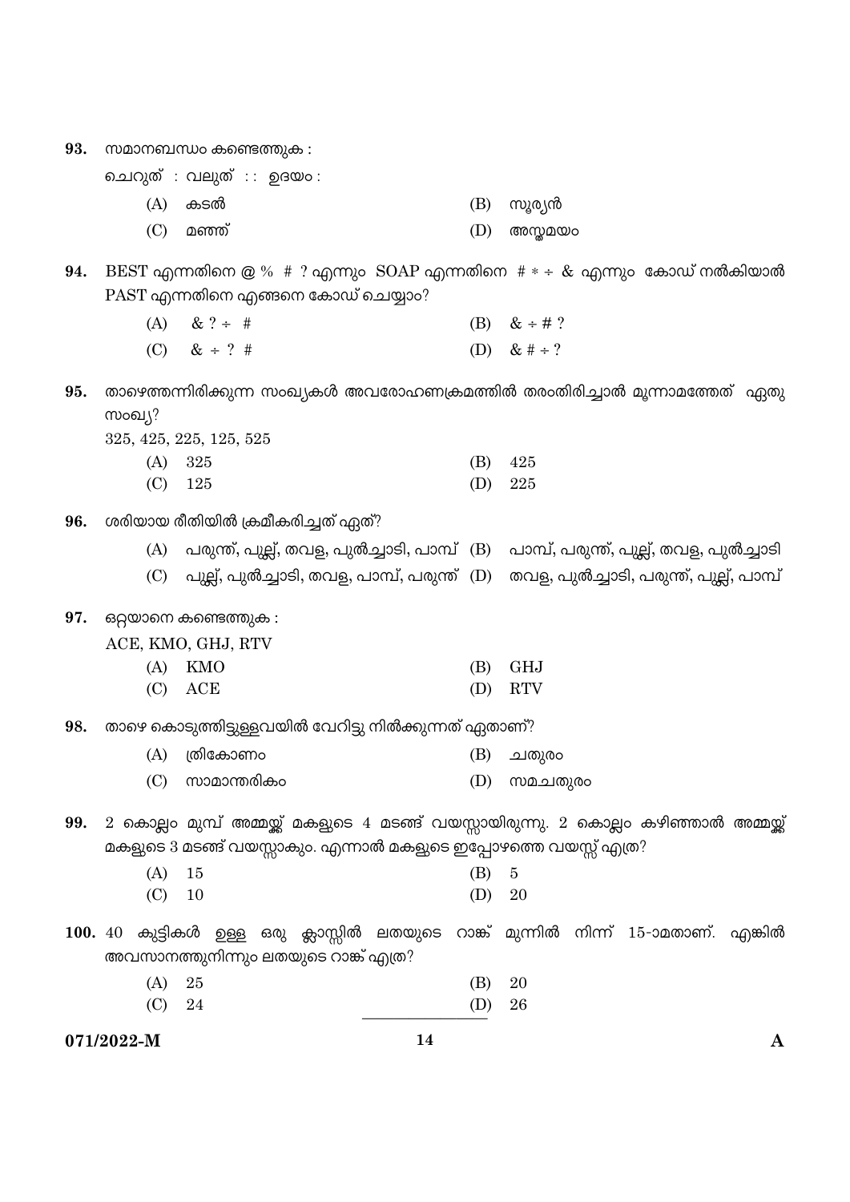93. സമാനബന്ധം കണ്ടെത്തുക :

ചെറുത് : വലുത് :: ഉദയം :

(A) കടൽ (B) സൂര്യൻ

(C) മഞ്ഞ് (D) അസ്തമയം

94. BEST എന്നതിനെ @ % # ? എന്നും SOAP എന്നതിനെ # * ÷ & എന്നും കോഡ് നൽകിയാൽ PAST എന്നതിനെ എങ്ങനെ കോഡ് ചെയ്യാം?

(A) & ? ÷ # (B) & ÷ # ?

(C) & ÷ ? # (D) & # ÷ ?

95. താഴെത്തന്നിരിക്കുന്ന സംഖ്യകൾ അവരോഹണക്രമത്തിൽ തരംതിരിച്ചാൽ മൂന്നാമത്തേത് ഏതു സംഖ്യ?

325, 425, 225, 125, 525

(A) 325 (B) 425

(C) 125 (D) 225

96. ശരിയായ രീതിയിൽ ക്രമീകരിച്ചത് ഏത്?

(A) പരുന്ത്, പുല്ല്, തവള, പുൽച്ചാടി, പാമ്പ് (B) പാമ്പ്, പരുന്ത്, പുല്ല്, തവള, പുൽച്ചാടി

(C) പുല്ല്, പുൽച്ചാടി, തവള, പാമ്പ്, പരുന്ത് (D) തവള, പുൽച്ചാടി, പരുന്ത്, പുല്ല്, പാമ്പ്

97. ഒറ്റയാനെ കണ്ടെത്തുക :

ACE, KMO, GHJ, RTV

(A) KMO (B) GHJ

(C) ACE (D) RTV

98. താഴെ കൊടുത്തിട്ടുള്ളവയിൽ വേറിട്ടു നിൽക്കുന്നത് ഏതാണ്?

(A) ത്രികോണം (B) ചതുരം

(C) സാമാന്തരികം (D) സമചതുരം

99. 2 കൊല്ലം മുമ്പ് അമ്മയ്ക്ക് മകളുടെ 4 മടങ്ങ് വയസ്സായിരുന്നു. 2 കൊല്ലം കഴിഞ്ഞാൽ അമ്മയ്ക്ക് മകളുടെ 3 മടങ്ങ് വയസ്സാകും. എന്നാൽ മകളുടെ ഇപ്പോഴത്തെ വയസ്സ് എത്ര?

(A) 15 (B) 5

(C) 10 (D) 20

100. 40 കുട്ടികൾ ഉള്ള ഒരു ക്ലാസ്സിൽ ലതയുടെ റാങ്ക് മുന്നിൽ നിന്ന് 15-ാമതാണ്. എങ്കിൽ അവസാനത്തുനിന്നും ലതയുടെ റാങ്ക് എത്ര?

(A) 25 (B) 20

(C) 24 (D) 26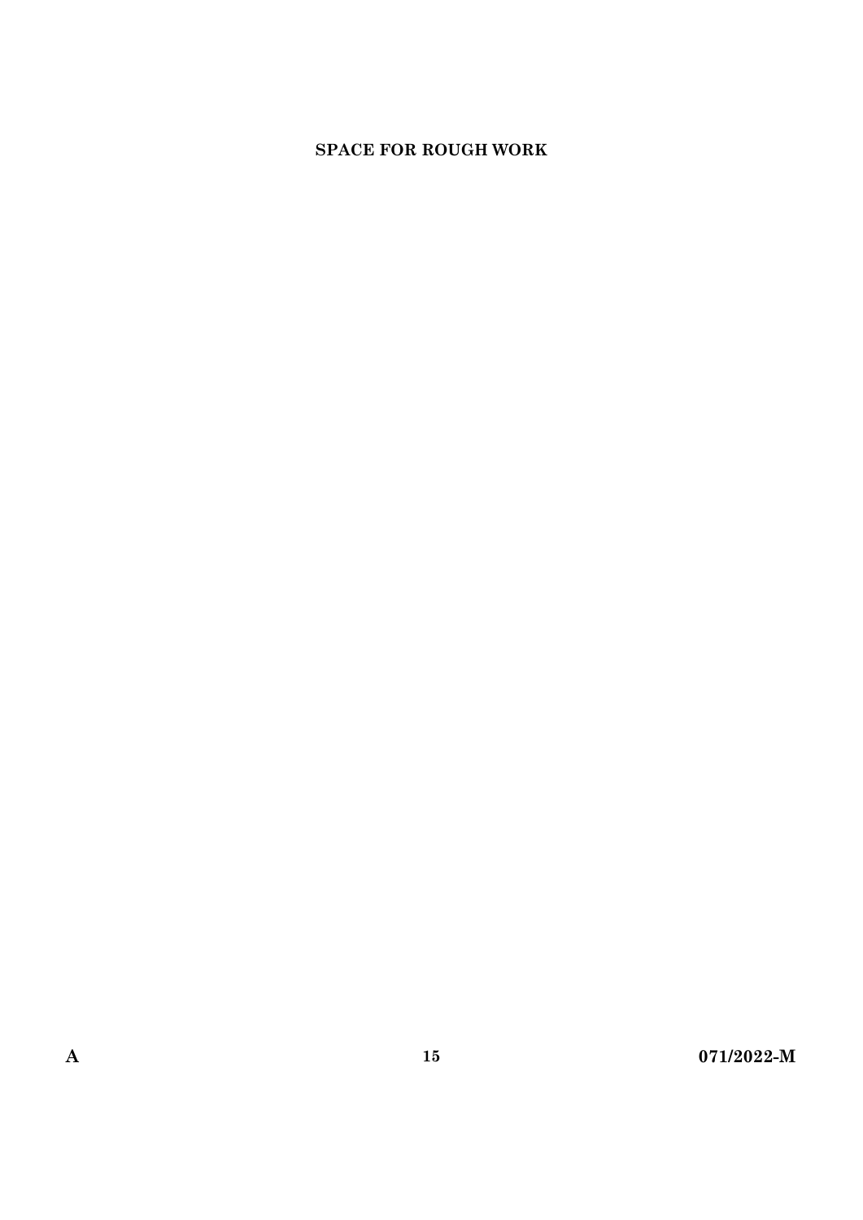**SPACE FOR ROUGH WORK**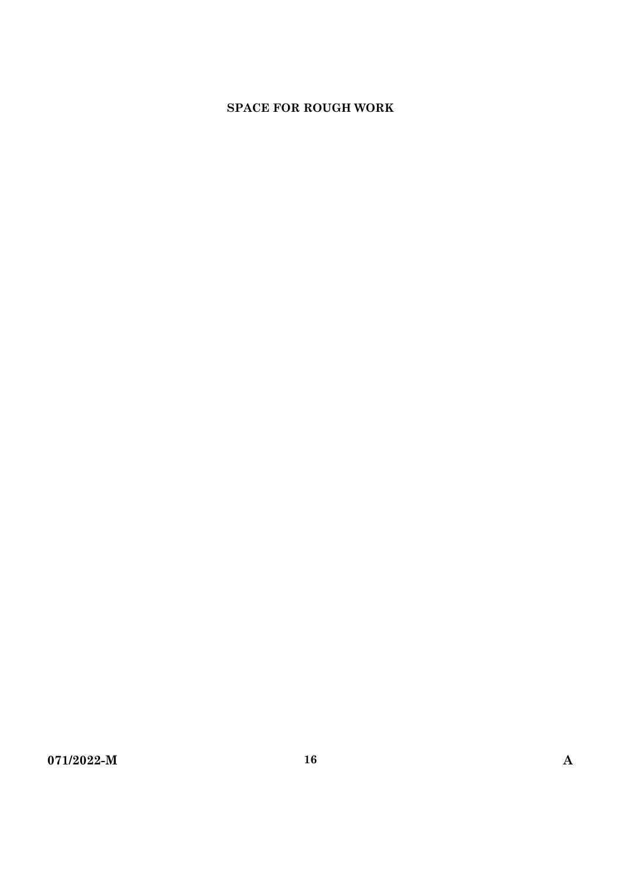**SPACE FOR ROUGH WORK**